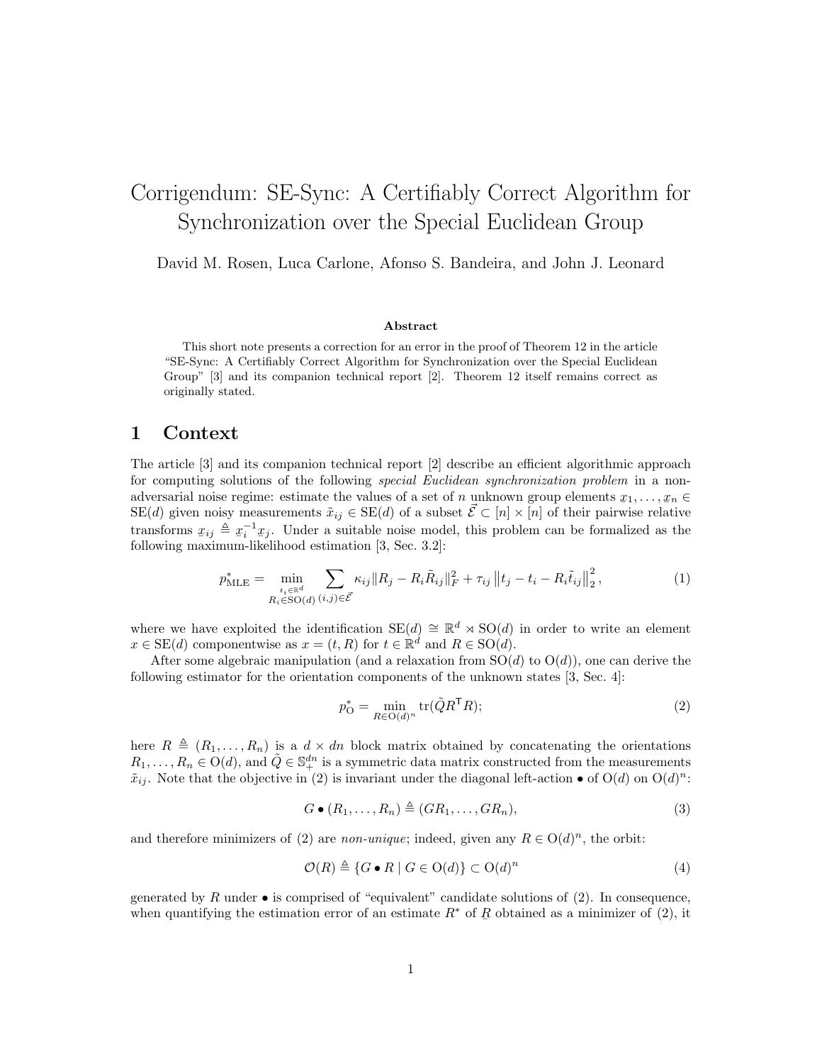# Corrigendum: SE-Sync: A Certifiably Correct Algorithm for Synchronization over the Special Euclidean Group

David M. Rosen, Luca Carlone, Afonso S. Bandeira, and John J. Leonard

**Abstract**

This short note presents a correction for an error in the proof of Theorem 12 in the article "SE-Sync: A Certifiably Correct Algorithm for Synchronization over the Special Euclidean Group" [3] and its companion technical report [2]. Theorem 12 itself remains correct as originally stated.

## 1 Context

The article [3] and its companion technical report [2] describe an efficient algorithmic approach for computing solutions of the following *special Euclidean synchronization problem* in a non-adversarial noise regime: estimate the values of a set of $n$ unknown group elements $\underline{x}_1, \ldots, \underline{x}_n \in \mathrm{SE}(d)$ given noisy measurements $\tilde{x}_{ij} \in \mathrm{SE}(d)$ of a subset $\vec{\mathcal{E}} \subset [n] \times [n]$ of their pairwise relative transforms $\underline{x}_{ij} \triangleq \underline{x}_i^{-1}\underline{x}_j$. Under a suitable noise model, this problem can be formalized as the following maximum-likelihood estimation [3, Sec. 3.2]:

$$p^*_{\mathrm{MLE}} = \min_{\substack{t_i \in \mathbb{R}^d \\ R_i \in \mathrm{SO}(d)}} \sum_{(i,j) \in \vec{\mathcal{E}}} \kappa_{ij} \|R_j - R_i \tilde{R}_{ij}\|_F^2 + \tau_{ij} \left\| t_j - t_i - R_i \tilde{t}_{ij} \right\|_2^2, \tag{1}$$

where we have exploited the identification $\mathrm{SE}(d) \cong \mathbb{R}^d \rtimes \mathrm{SO}(d)$ in order to write an element $x \in \mathrm{SE}(d)$ componentwise as $x = (t, R)$ for $t \in \mathbb{R}^d$ and $R \in \mathrm{SO}(d)$.

After some algebraic manipulation (and a relaxation from $\mathrm{SO}(d)$ to $\mathrm{O}(d)$), one can derive the following estimator for the orientation components of the unknown states [3, Sec. 4]:

$$p^*_{\mathrm{O}} = \min_{R \in \mathrm{O}(d)^n} \mathrm{tr}(\tilde{Q} R^\mathsf{T} R); \tag{2}$$

here $R \triangleq (R_1, \ldots, R_n)$ is a $d \times dn$ block matrix obtained by concatenating the orientations $R_1, \ldots, R_n \in \mathrm{O}(d)$, and $\tilde{Q} \in \mathbb{S}^{dn}_+$ is a symmetric data matrix constructed from the measurements $\tilde{x}_{ij}$. Note that the objective in (2) is invariant under the diagonal left-action $\bullet$ of $\mathrm{O}(d)$ on $\mathrm{O}(d)^n$:

$$G \bullet (R_1, \ldots, R_n) \triangleq (GR_1, \ldots, GR_n), \tag{3}$$

and therefore minimizers of (2) are *non-unique*; indeed, given any $R \in \mathrm{O}(d)^n$, the orbit:

$$\mathcal{O}(R) \triangleq \{G \bullet R \mid G \in \mathrm{O}(d)\} \subset \mathrm{O}(d)^n \tag{4}$$

generated by $R$ under $\bullet$ is comprised of "equivalent" candidate solutions of (2). In consequence, when quantifying the estimation error of an estimate $R^*$ of $\underline{R}$ obtained as a minimizer of (2), it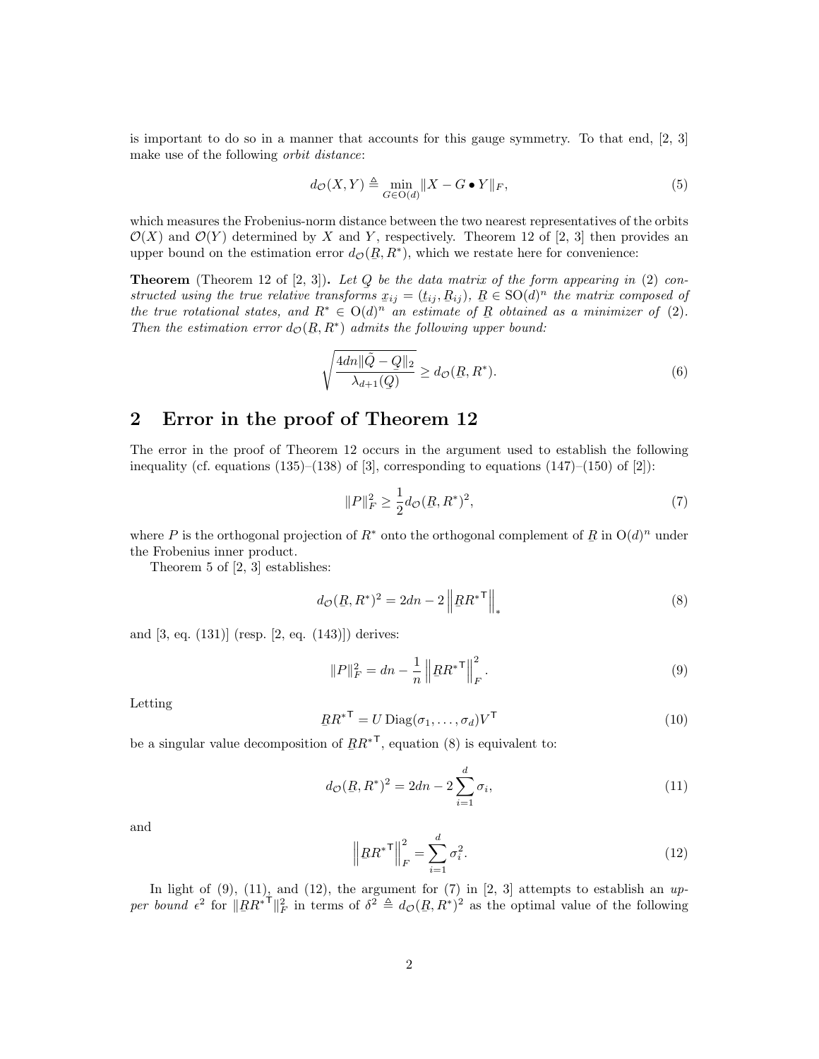is important to do so in a manner that accounts for this gauge symmetry. To that end, [2, 3] make use of the following *orbit distance*:

$$d_{\mathcal{O}}(X, Y) \triangleq \min_{G \in \mathrm{O}(d)} \|X - G \bullet Y\|_F, \tag{5}$$

which measures the Frobenius-norm distance between the two nearest representatives of the orbits $\mathcal{O}(X)$ and $\mathcal{O}(Y)$ determined by $X$ and $Y$, respectively. Theorem 12 of [2, 3] then provides an upper bound on the estimation error $d_{\mathcal{O}}(\underline{R}, R^*)$, which we restate here for convenience:

**Theorem** (Theorem 12 of [2, 3])**.** *Let $Q$ be the data matrix of the form appearing in (2) constructed using the true relative transforms $\underline{x}_{ij} = (\underline{t}_{ij}, \underline{R}_{ij})$, $\underline{R} \in \mathrm{SO}(d)^n$ the matrix composed of the true rotational states, and $R^* \in \mathrm{O}(d)^n$ an estimate of $\underline{R}$ obtained as a minimizer of (2). Then the estimation error $d_{\mathcal{O}}(\underline{R}, R^*)$ admits the following upper bound:*

$$\sqrt{\frac{4dn\|\tilde{Q} - \underline{Q}\|_2}{\lambda_{d+1}(\underline{Q})}} \geq d_{\mathcal{O}}(\underline{R}, R^*). \tag{6}$$

## 2 Error in the proof of Theorem 12

The error in the proof of Theorem 12 occurs in the argument used to establish the following inequality (cf. equations (135)–(138) of [3], corresponding to equations (147)–(150) of [2]):

$$\|P\|_F^2 \geq \frac{1}{2} d_{\mathcal{O}}(\underline{R}, R^*)^2, \tag{7}$$

where $P$ is the orthogonal projection of $R^*$ onto the orthogonal complement of $\underline{R}$ in $\mathrm{O}(d)^n$ under the Frobenius inner product.

Theorem 5 of [2, 3] establishes:

$$d_{\mathcal{O}}(\underline{R}, R^*)^2 = 2dn - 2\left\|\underline{R}R^{*\mathsf{T}}\right\|_* \tag{8}$$

and [3, eq. (131)] (resp. [2, eq. (143)]) derives:

$$\|P\|_F^2 = dn - \frac{1}{n}\left\|\underline{R}R^{*\mathsf{T}}\right\|_F^2. \tag{9}$$

Letting

$$\underline{R}R^{*\mathsf{T}} = U \operatorname{Diag}(\sigma_1, \ldots, \sigma_d) V^{\mathsf{T}} \tag{10}$$

be a singular value decomposition of $\underline{R}R^{*\mathsf{T}}$, equation (8) is equivalent to:

$$d_{\mathcal{O}}(\underline{R}, R^*)^2 = 2dn - 2\sum_{i=1}^{d} \sigma_i, \tag{11}$$

and

$$\left\|\underline{R}R^{*\mathsf{T}}\right\|_F^2 = \sum_{i=1}^{d} \sigma_i^2. \tag{12}$$

In light of (9), (11), and (12), the argument for (7) in [2, 3] attempts to establish an *upper bound* $\epsilon^2$ for $\|\underline{R}R^{*\mathsf{T}}\|_F^2$ in terms of $\delta^2 \triangleq d_{\mathcal{O}}(\underline{R}, R^*)^2$ as the optimal value of the following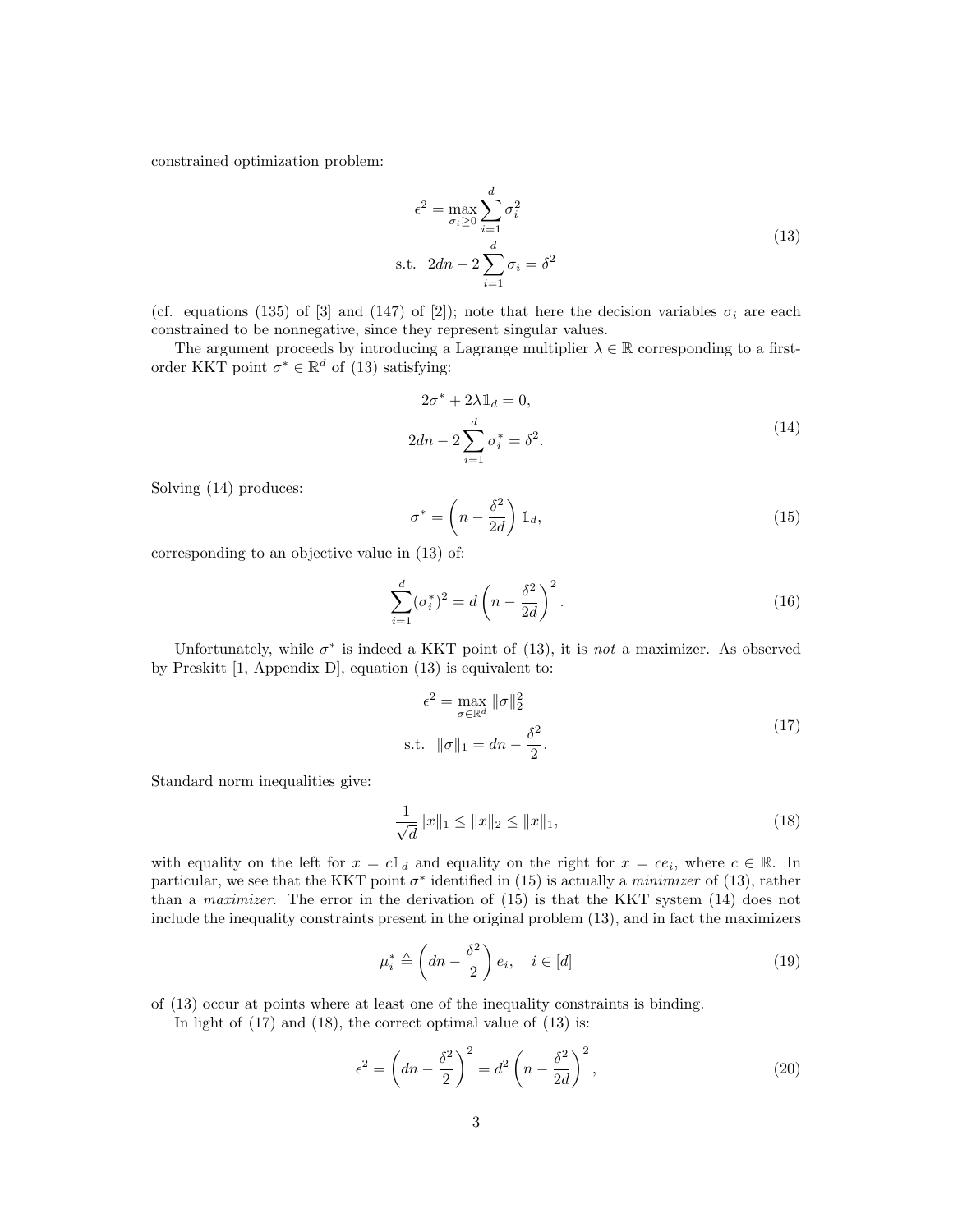constrained optimization problem:

$$
\begin{aligned}
\epsilon^2 = \max_{\sigma_i \geq 0} &\sum_{i=1}^{d} \sigma_i^2 \\
\text{s.t.} \quad 2dn - 2 &\sum_{i=1}^{d} \sigma_i = \delta^2
\end{aligned}
\tag{13}
$$

(cf. equations (135) of [3] and (147) of [2]); note that here the decision variables $\sigma_i$ are each constrained to be nonnegative, since they represent singular values.

The argument proceeds by introducing a Lagrange multiplier $\lambda \in \mathbb{R}$ corresponding to a first-order KKT point $\sigma^* \in \mathbb{R}^d$ of (13) satisfying:

$$
\begin{aligned}
2\sigma^* + 2\lambda \mathbb{1}_d &= 0, \\
2dn - 2\sum_{i=1}^{d} \sigma_i^* &= \delta^2.
\end{aligned}
\tag{14}
$$

Solving (14) produces:

$$
\sigma^* = \left(n - \frac{\delta^2}{2d}\right) \mathbb{1}_d,
\tag{15}
$$

corresponding to an objective value in (13) of:

$$
\sum_{i=1}^{d} (\sigma_i^*)^2 = d\left(n - \frac{\delta^2}{2d}\right)^2.
\tag{16}
$$

Unfortunately, while $\sigma^*$ is indeed a KKT point of (13), it is *not* a maximizer. As observed by Preskitt [1, Appendix D], equation (13) is equivalent to:

$$
\begin{aligned}
\epsilon^2 = \max_{\sigma \in \mathbb{R}^d} &\|\sigma\|_2^2 \\
\text{s.t.} \quad \|\sigma\|_1 &= dn - \frac{\delta^2}{2}.
\end{aligned}
\tag{17}
$$

Standard norm inequalities give:

$$
\frac{1}{\sqrt{d}}\|x\|_1 \leq \|x\|_2 \leq \|x\|_1,
\tag{18}
$$

with equality on the left for $x = c\mathbb{1}_d$ and equality on the right for $x = ce_i$, where $c \in \mathbb{R}$. In particular, we see that the KKT point $\sigma^*$ identified in (15) is actually a *minimizer* of (13), rather than a *maximizer*. The error in the derivation of (15) is that the KKT system (14) does not include the inequality constraints present in the original problem (13), and in fact the maximizers

$$
\mu_i^* \triangleq \left(dn - \frac{\delta^2}{2}\right) e_i, \quad i \in [d]
\tag{19}
$$

of (13) occur at points where at least one of the inequality constraints is binding.

In light of (17) and (18), the correct optimal value of (13) is:

$$
\epsilon^2 = \left(dn - \frac{\delta^2}{2}\right)^2 = d^2\left(n - \frac{\delta^2}{2d}\right)^2,
\tag{20}
$$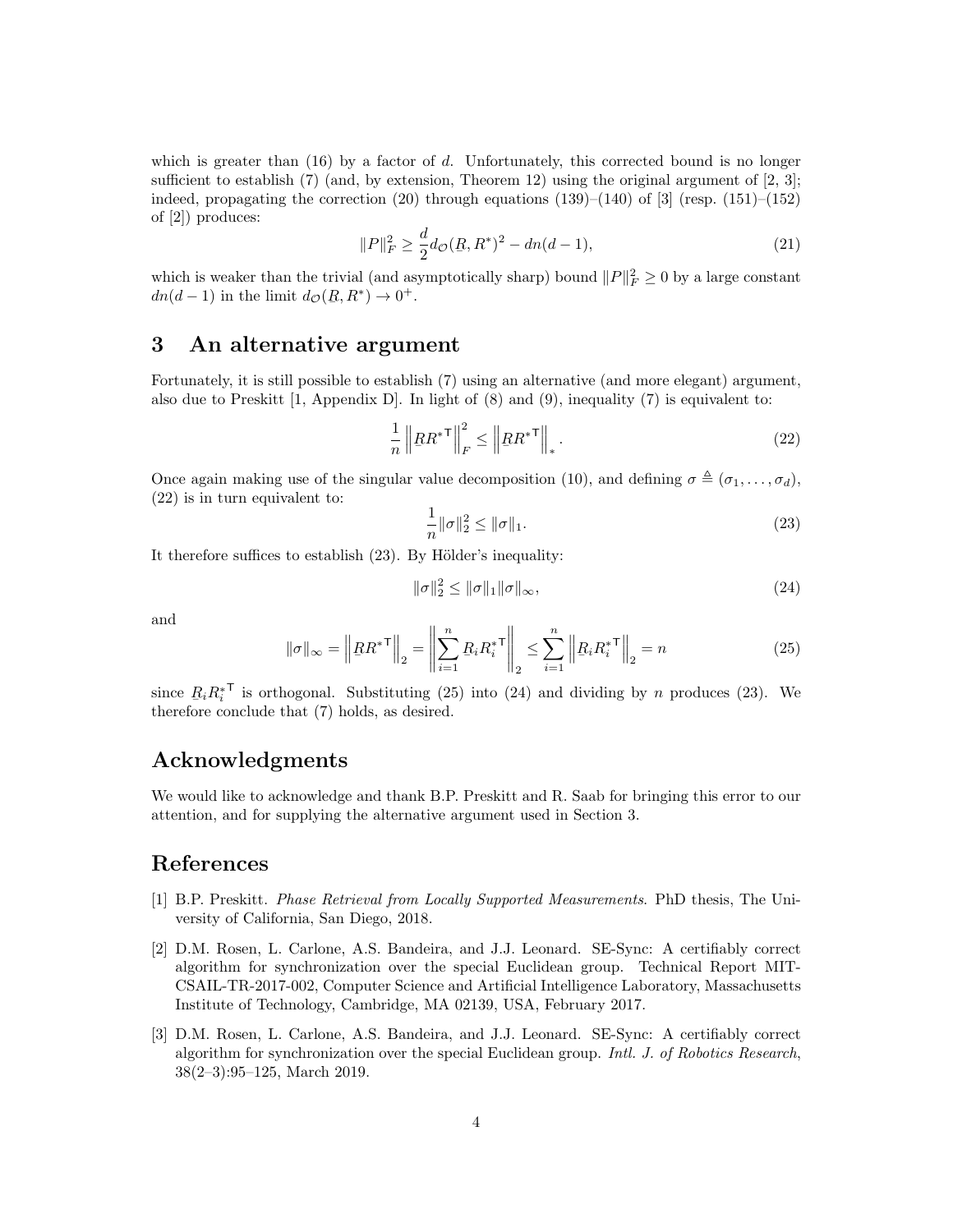which is greater than (16) by a factor of $d$. Unfortunately, this corrected bound is no longer sufficient to establish (7) (and, by extension, Theorem 12) using the original argument of [2, 3]; indeed, propagating the correction (20) through equations (139)–(140) of [3] (resp. (151)–(152) of [2]) produces:

$$\|P\|_F^2 \geq \frac{d}{2} d_{\mathcal{O}}(\underline{R}, R^*)^2 - dn(d-1), \tag{21}$$

which is weaker than the trivial (and asymptotically sharp) bound $\|P\|_F^2 \geq 0$ by a large constant $dn(d-1)$ in the limit $d_{\mathcal{O}}(\underline{R}, R^*) \to 0^+$.

# 3 An alternative argument

Fortunately, it is still possible to establish (7) using an alternative (and more elegant) argument, also due to Preskitt [1, Appendix D]. In light of (8) and (9), inequality (7) is equivalent to:

$$\frac{1}{n} \left\| \underline{R} R^{*\mathsf{T}} \right\|_F^2 \leq \left\| \underline{R} R^{*\mathsf{T}} \right\|_* . \tag{22}$$

Once again making use of the singular value decomposition (10), and defining $\sigma \triangleq (\sigma_1, \ldots, \sigma_d)$, (22) is in turn equivalent to:

$$\frac{1}{n} \|\sigma\|_2^2 \leq \|\sigma\|_1. \tag{23}$$

It therefore suffices to establish (23). By Hölder's inequality:

$$\|\sigma\|_2^2 \leq \|\sigma\|_1 \|\sigma\|_\infty, \tag{24}$$

and

$$\|\sigma\|_\infty = \left\| \underline{R} R^{*\mathsf{T}} \right\|_2 = \left\| \sum_{i=1}^n \underline{R}_i R_i^{*\mathsf{T}} \right\|_2 \leq \sum_{i=1}^n \left\| \underline{R}_i R_i^{*\mathsf{T}} \right\|_2 = n \tag{25}$$

since $\underline{R}_i R_i^{*\mathsf{T}}$ is orthogonal. Substituting (25) into (24) and dividing by $n$ produces (23). We therefore conclude that (7) holds, as desired.

# Acknowledgments

We would like to acknowledge and thank B.P. Preskitt and R. Saab for bringing this error to our attention, and for supplying the alternative argument used in Section 3.

# References

[1] B.P. Preskitt. *Phase Retrieval from Locally Supported Measurements*. PhD thesis, The University of California, San Diego, 2018.

[2] D.M. Rosen, L. Carlone, A.S. Bandeira, and J.J. Leonard. SE-Sync: A certifiably correct algorithm for synchronization over the special Euclidean group. Technical Report MIT-CSAIL-TR-2017-002, Computer Science and Artificial Intelligence Laboratory, Massachusetts Institute of Technology, Cambridge, MA 02139, USA, February 2017.

[3] D.M. Rosen, L. Carlone, A.S. Bandeira, and J.J. Leonard. SE-Sync: A certifiably correct algorithm for synchronization over the special Euclidean group. *Intl. J. of Robotics Research*, 38(2–3):95–125, March 2019.